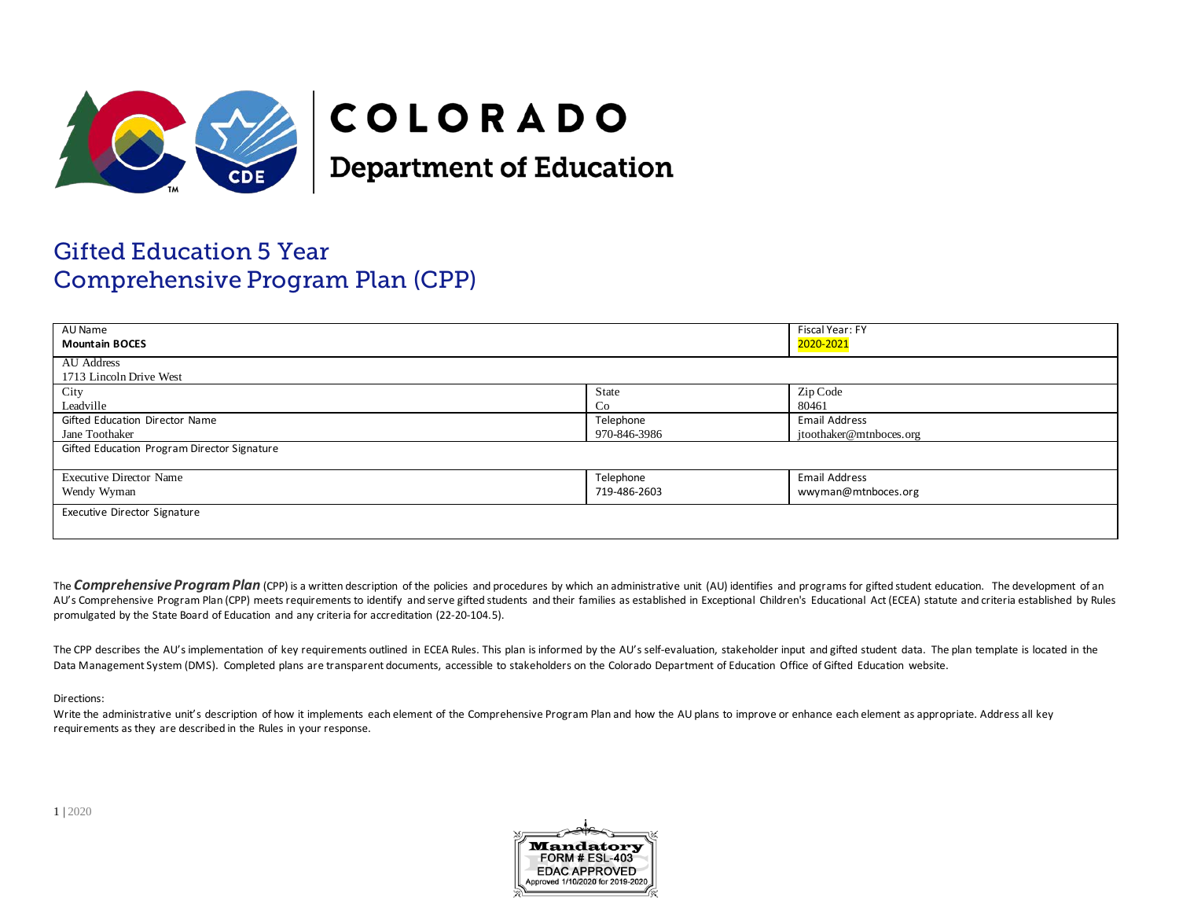# COLORADO
## Department of Education

# Gifted Education 5 Year Comprehensive Program Plan (CPP)

| AU Name<br>**Mountain BOCES** | | Fiscal Year: FY<br>2020-2021 |
|---|---|---|
| AU Address<br>1713 Lincoln Drive West | | |
| City<br>Leadville | State<br>Co | Zip Code<br>80461 |
| Gifted Education Director Name<br>Jane Toothaker | Telephone<br>970-846-3986 | Email Address<br>jtoothaker@mtnboces.org |
| Gifted Education Program Director Signature | | |
| Executive Director Name<br>Wendy Wyman | Telephone<br>719-486-2603 | Email Address<br>wwyman@mtnboces.org |
| Executive Director Signature | | |

The ***Comprehensive Program Plan*** (CPP) is a written description of the policies and procedures by which an administrative unit (AU) identifies and programs for gifted student education. The development of an AU's Comprehensive Program Plan (CPP) meets requirements to identify and serve gifted students and their families as established in Exceptional Children's Educational Act (ECEA) statute and criteria established by Rules promulgated by the State Board of Education and any criteria for accreditation (22-20-104.5).

The CPP describes the AU's implementation of key requirements outlined in ECEA Rules. This plan is informed by the AU's self-evaluation, stakeholder input and gifted student data. The plan template is located in the Data Management System (DMS). Completed plans are transparent documents, accessible to stakeholders on the Colorado Department of Education Office of Gifted Education website.

Directions:
Write the administrative unit's description of how it implements each element of the Comprehensive Program Plan and how the AU plans to improve or enhance each element as appropriate. Address all key requirements as they are described in the Rules in your response.

Mandatory
FORM # ESL-403
EDAC APPROVED
Approved 1/10/2020 for 2019-2020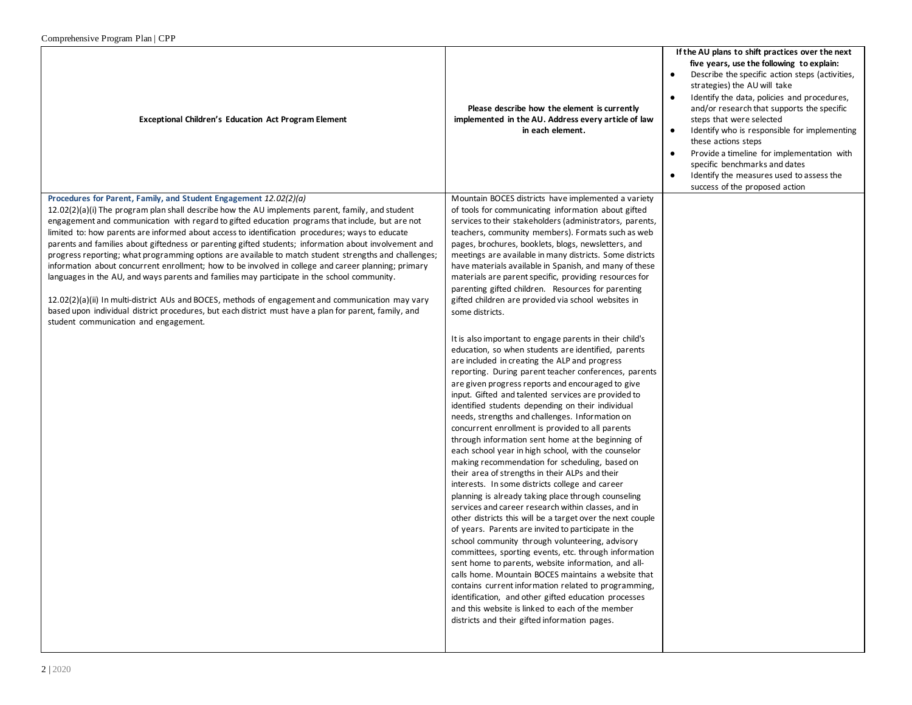| Exceptional Children's Education Act Program Element | Please describe how the element is currently implemented in the AU. Address every article of law in each element. | If the AU plans to shift practices over the next five years, use the following to explain:<br>● Describe the specific action steps (activities, strategies) the AU will take<br>● Identify the data, policies and procedures, and/or research that supports the specific steps that were selected<br>● Identify who is responsible for implementing these actions steps<br>● Provide a timeline for implementation with specific benchmarks and dates<br>● Identify the measures used to assess the success of the proposed action |
|---|---|---|
| **Procedures for Parent, Family, and Student Engagement** *12.02(2)(a)*<br>12.02(2)(a)(i) The program plan shall describe how the AU implements parent, family, and student engagement and communication with regard to gifted education programs that include, but are not limited to: how parents are informed about access to identification procedures; ways to educate parents and families about giftedness or parenting gifted students; information about involvement and progress reporting; what programming options are available to match student strengths and challenges; information about concurrent enrollment; how to be involved in college and career planning; primary languages in the AU, and ways parents and families may participate in the school community.<br><br>12.02(2)(a)(ii) In multi-district AUs and BOCES, methods of engagement and communication may vary based upon individual district procedures, but each district must have a plan for parent, family, and student communication and engagement. | Mountain BOCES districts have implemented a variety of tools for communicating information about gifted services to their stakeholders (administrators, parents, teachers, community members). Formats such as web pages, brochures, booklets, blogs, newsletters, and meetings are available in many districts. Some districts have materials available in Spanish, and many of these materials are parent specific, providing resources for parenting gifted children. Resources for parenting gifted children are provided via school websites in some districts.<br><br>It is also important to engage parents in their child's education, so when students are identified, parents are included in creating the ALP and progress reporting. During parent teacher conferences, parents are given progress reports and encouraged to give input. Gifted and talented services are provided to identified students depending on their individual needs, strengths and challenges. Information on concurrent enrollment is provided to all parents through information sent home at the beginning of each school year in high school, with the counselor making recommendation for scheduling, based on their area of strengths in their ALPs and their interests. In some districts college and career planning is already taking place through counseling services and career research within classes, and in other districts this will be a target over the next couple of years. Parents are invited to participate in the school community through volunteering, advisory committees, sporting events, etc. through information sent home to parents, website information, and all-calls home. Mountain BOCES maintains a website that contains current information related to programming, identification, and other gifted education processes and this website is linked to each of the member districts and their gifted information pages. | |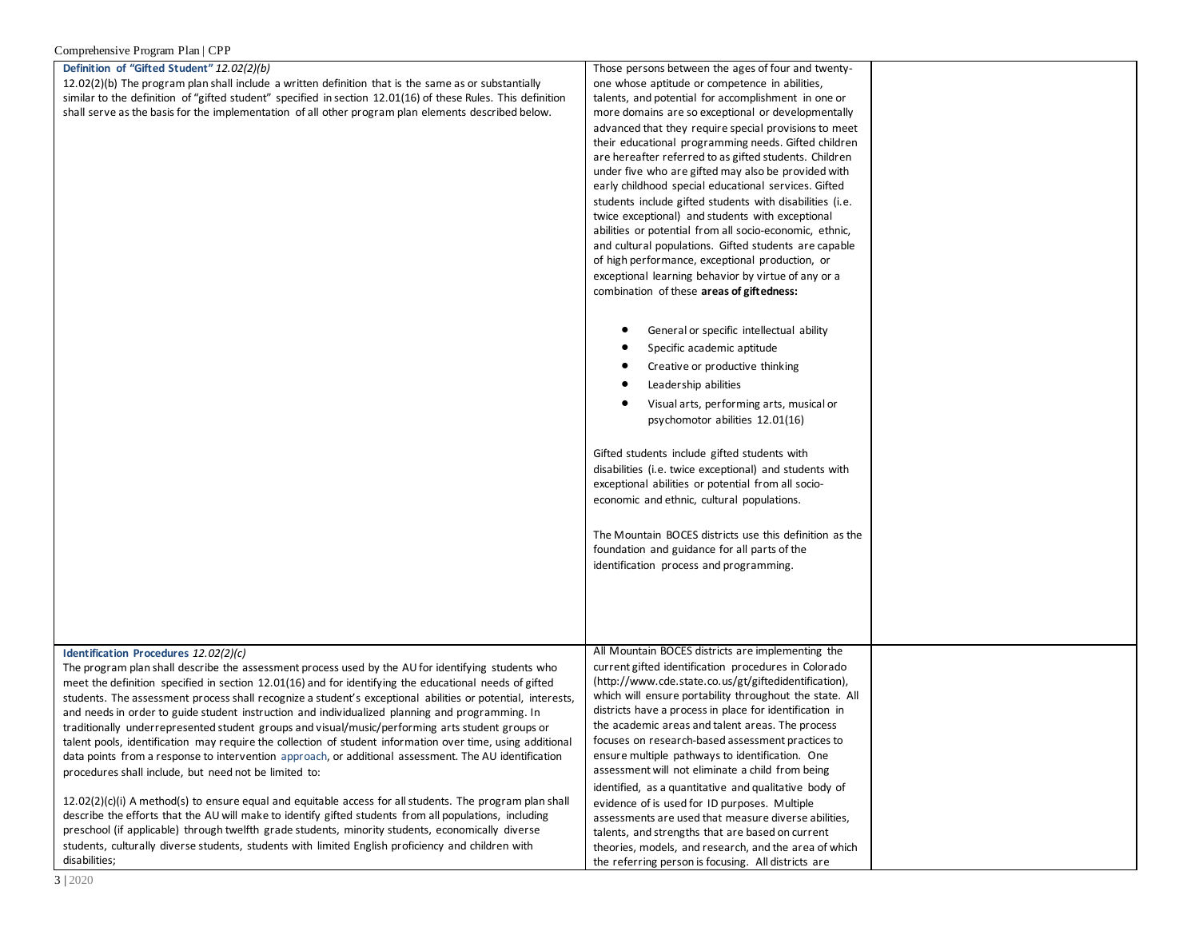| | | |
|---|---|---|
| **Definition of "Gifted Student"** *12.02(2)(b)*<br>12.02(2)(b) The program plan shall include a written definition that is the same as or substantially similar to the definition of "gifted student" specified in section 12.01(16) of these Rules. This definition shall serve as the basis for the implementation of all other program plan elements described below. | Those persons between the ages of four and twenty-one whose aptitude or competence in abilities, talents, and potential for accomplishment in one or more domains are so exceptional or developmentally advanced that they require special provisions to meet their educational programming needs. Gifted children are hereafter referred to as gifted students. Children under five who are gifted may also be provided with early childhood special educational services. Gifted students include gifted students with disabilities (i.e. twice exceptional) and students with exceptional abilities or potential from all socio-economic, ethnic, and cultural populations. Gifted students are capable of high performance, exceptional production, or exceptional learning behavior by virtue of any or a combination of these **areas of giftedness:**<br><br>• General or specific intellectual ability<br>• Specific academic aptitude<br>• Creative or productive thinking<br>• Leadership abilities<br>• Visual arts, performing arts, musical or psychomotor abilities 12.01(16)<br><br>Gifted students include gifted students with disabilities (i.e. twice exceptional) and students with exceptional abilities or potential from all socio-economic and ethnic, cultural populations.<br><br>The Mountain BOCES districts use this definition as the foundation and guidance for all parts of the identification process and programming. | |
| **Identification Procedures** *12.02(2)(c)*<br>The program plan shall describe the assessment process used by the AU for identifying students who meet the definition specified in section 12.01(16) and for identifying the educational needs of gifted students. The assessment process shall recognize a student's exceptional abilities or potential, interests, and needs in order to guide student instruction and individualized planning and programming. In traditionally underrepresented student groups and visual/music/performing arts student groups or talent pools, identification may require the collection of student information over time, using additional data points from a response to intervention approach, or additional assessment. The AU identification procedures shall include, but need not be limited to:<br><br>12.02(2)(c)(i) A method(s) to ensure equal and equitable access for all students. The program plan shall describe the efforts that the AU will make to identify gifted students from all populations, including preschool (if applicable) through twelfth grade students, minority students, economically diverse students, culturally diverse students, students with limited English proficiency and children with disabilities; | All Mountain BOCES districts are implementing the current gifted identification procedures in Colorado (http://www.cde.state.co.us/gt/giftedidentification), which will ensure portability throughout the state. All districts have a process in place for identification in the academic areas and talent areas. The process focuses on research-based assessment practices to ensure multiple pathways to identification. One assessment will not eliminate a child from being identified, as a quantitative and qualitative body of evidence of is used for ID purposes. Multiple assessments are used that measure diverse abilities, talents, and strengths that are based on current theories, models, and research, and the area of which the referring person is focusing. All districts are | |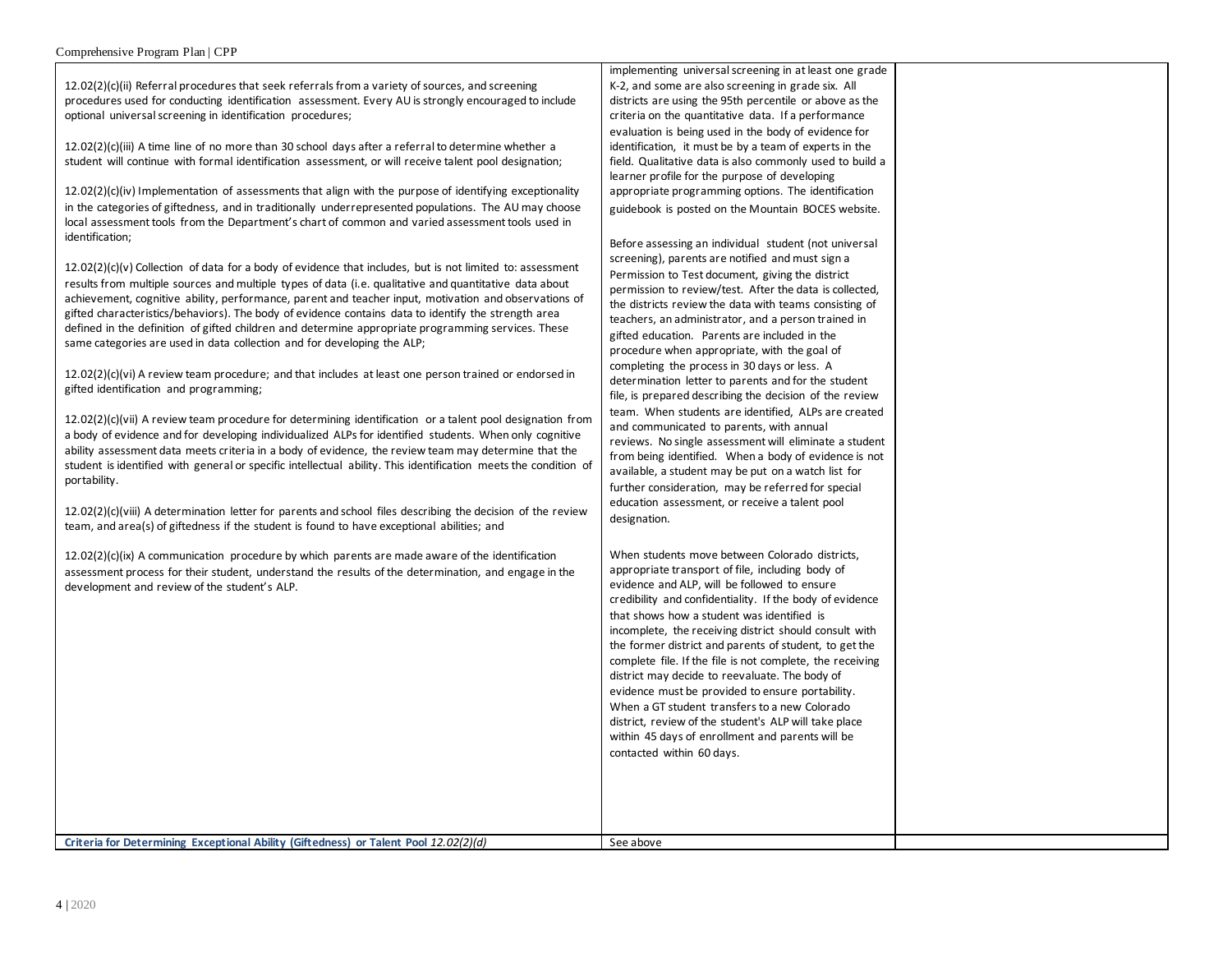| | | |
|---|---|---|
| 12.02(2)(c)(ii) Referral procedures that seek referrals from a variety of sources, and screening procedures used for conducting identification assessment. Every AU is strongly encouraged to include optional universal screening in identification procedures;<br><br>12.02(2)(c)(iii) A time line of no more than 30 school days after a referral to determine whether a student will continue with formal identification assessment, or will receive talent pool designation;<br><br>12.02(2)(c)(iv) Implementation of assessments that align with the purpose of identifying exceptionality in the categories of giftedness, and in traditionally underrepresented populations. The AU may choose local assessment tools from the Department's chart of common and varied assessment tools used in identification;<br><br>12.02(2)(c)(v) Collection of data for a body of evidence that includes, but is not limited to: assessment results from multiple sources and multiple types of data (i.e. qualitative and quantitative data about achievement, cognitive ability, performance, parent and teacher input, motivation and observations of gifted characteristics/behaviors). The body of evidence contains data to identify the strength area defined in the definition of gifted children and determine appropriate programming services. These same categories are used in data collection and for developing the ALP;<br><br>12.02(2)(c)(vi) A review team procedure; and that includes at least one person trained or endorsed in gifted identification and programming;<br><br>12.02(2)(c)(vii) A review team procedure for determining identification or a talent pool designation from a body of evidence and for developing individualized ALPs for identified students. When only cognitive ability assessment data meets criteria in a body of evidence, the review team may determine that the student is identified with general or specific intellectual ability. This identification meets the condition of portability.<br><br>12.02(2)(c)(viii) A determination letter for parents and school files describing the decision of the review team, and area(s) of giftedness if the student is found to have exceptional abilities; and<br><br>12.02(2)(c)(ix) A communication procedure by which parents are made aware of the identification assessment process for their student, understand the results of the determination, and engage in the development and review of the student's ALP. | implementing universal screening in at least one grade K-2, and some are also screening in grade six. All districts are using the 95th percentile or above as the criteria on the quantitative data. If a performance evaluation is being used in the body of evidence for identification, it must be by a team of experts in the field. Qualitative data is also commonly used to build a learner profile for the purpose of developing appropriate programming options. The identification guidebook is posted on the Mountain BOCES website.<br><br>Before assessing an individual student (not universal screening), parents are notified and must sign a Permission to Test document, giving the district permission to review/test. After the data is collected, the districts review the data with teams consisting of teachers, an administrator, and a person trained in gifted education. Parents are included in the procedure when appropriate, with the goal of completing the process in 30 days or less. A determination letter to parents and for the student file, is prepared describing the decision of the review team. When students are identified, ALPs are created and communicated to parents, with annual reviews. No single assessment will eliminate a student from being identified. When a body of evidence is not available, a student may be put on a watch list for further consideration, may be referred for special education assessment, or receive a talent pool designation.<br><br>When students move between Colorado districts, appropriate transport of file, including body of evidence and ALP, will be followed to ensure credibility and confidentiality. If the body of evidence that shows how a student was identified is incomplete, the receiving district should consult with the former district and parents of student, to get the complete file. If the file is not complete, the receiving district may decide to reevaluate. The body of evidence must be provided to ensure portability. When a GT student transfers to a new Colorado district, review of the student's ALP will take place within 45 days of enrollment and parents will be contacted within 60 days. | |
| **Criteria for Determining Exceptional Ability (Giftedness) or Talent Pool** *12.02(2)(d)* | See above | |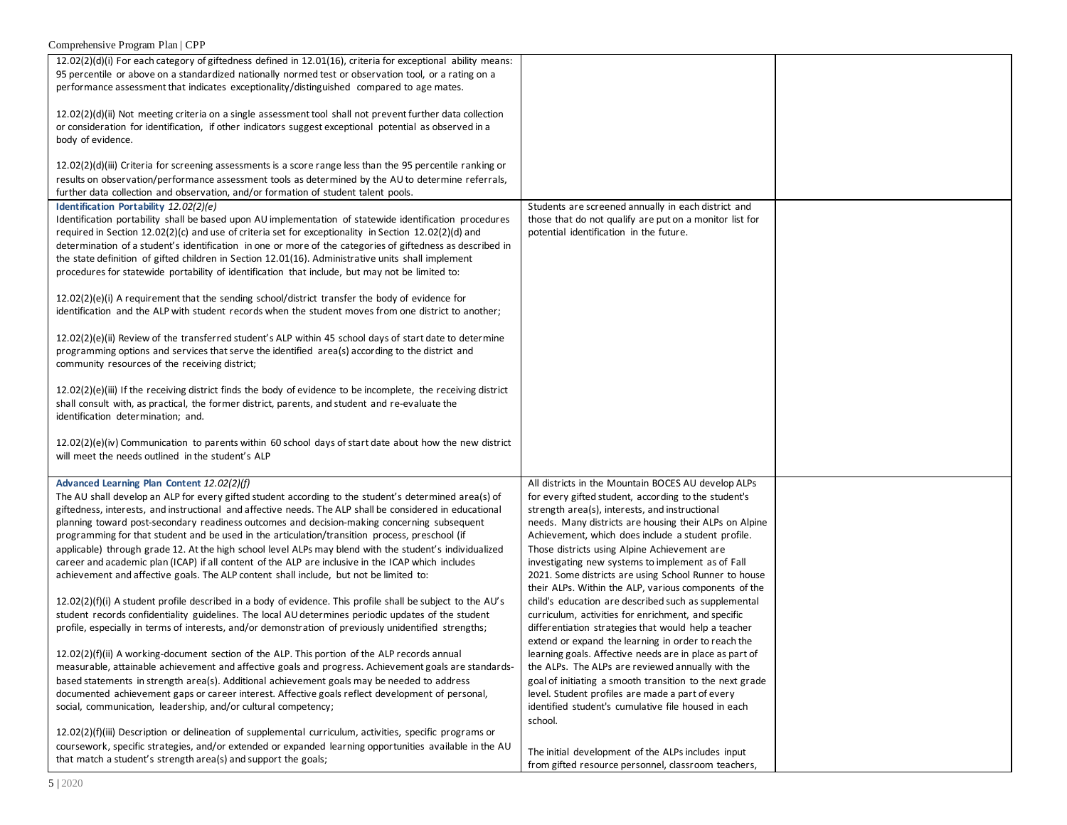| | | |
|---|---|---|
| 12.02(2)(d)(i) For each category of giftedness defined in 12.01(16), criteria for exceptional ability means: 95 percentile or above on a standardized nationally normed test or observation tool, or a rating on a performance assessment that indicates exceptionality/distinguished compared to age mates.<br><br>12.02(2)(d)(ii) Not meeting criteria on a single assessment tool shall not prevent further data collection or consideration for identification, if other indicators suggest exceptional potential as observed in a body of evidence.<br><br>12.02(2)(d)(iii) Criteria for screening assessments is a score range less than the 95 percentile ranking or results on observation/performance assessment tools as determined by the AU to determine referrals, further data collection and observation, and/or formation of student talent pools. | | |
| **Identification Portability** *12.02(2)(e)*<br>Identification portability shall be based upon AU implementation of statewide identification procedures required in Section 12.02(2)(c) and use of criteria set for exceptionality in Section 12.02(2)(d) and determination of a student's identification in one or more of the categories of giftedness as described in the state definition of gifted children in Section 12.01(16). Administrative units shall implement procedures for statewide portability of identification that include, but may not be limited to:<br><br>12.02(2)(e)(i) A requirement that the sending school/district transfer the body of evidence for identification and the ALP with student records when the student moves from one district to another;<br><br>12.02(2)(e)(ii) Review of the transferred student's ALP within 45 school days of start date to determine programming options and services that serve the identified area(s) according to the district and community resources of the receiving district;<br><br>12.02(2)(e)(iii) If the receiving district finds the body of evidence to be incomplete, the receiving district shall consult with, as practical, the former district, parents, and student and re-evaluate the identification determination; and.<br><br>12.02(2)(e)(iv) Communication to parents within 60 school days of start date about how the new district will meet the needs outlined in the student's ALP | Students are screened annually in each district and those that do not qualify are put on a monitor list for potential identification in the future. | |
| **Advanced Learning Plan Content** *12.02(2)(f)*<br>The AU shall develop an ALP for every gifted student according to the student's determined area(s) of giftedness, interests, and instructional and affective needs. The ALP shall be considered in educational planning toward post-secondary readiness outcomes and decision-making concerning subsequent programming for that student and be used in the articulation/transition process, preschool (if applicable) through grade 12. At the high school level ALPs may blend with the student's individualized career and academic plan (ICAP) if all content of the ALP are inclusive in the ICAP which includes achievement and affective goals. The ALP content shall include, but not be limited to:<br><br>12.02(2)(f)(i) A student profile described in a body of evidence. This profile shall be subject to the AU's student records confidentiality guidelines. The local AU determines periodic updates of the student profile, especially in terms of interests, and/or demonstration of previously unidentified strengths;<br><br>12.02(2)(f)(ii) A working-document section of the ALP. This portion of the ALP records annual measurable, attainable achievement and affective goals and progress. Achievement goals are standards-based statements in strength area(s). Additional achievement goals may be needed to address documented achievement gaps or career interest. Affective goals reflect development of personal, social, communication, leadership, and/or cultural competency;<br><br>12.02(2)(f)(iii) Description or delineation of supplemental curriculum, activities, specific programs or coursework, specific strategies, and/or extended or expanded learning opportunities available in the AU that match a student's strength area(s) and support the goals; | All districts in the Mountain BOCES AU develop ALPs for every gifted student, according to the student's strength area(s), interests, and instructional needs. Many districts are housing their ALPs on Alpine Achievement, which does include a student profile. Those districts using Alpine Achievement are investigating new systems to implement as of Fall 2021. Some districts are using School Runner to house their ALPs. Within the ALP, various components of the child's education are described such as supplemental curriculum, activities for enrichment, and specific differentiation strategies that would help a teacher extend or expand the learning in order to reach the learning goals. Affective needs are in place as part of the ALPs. The ALPs are reviewed annually with the goal of initiating a smooth transition to the next grade level. Student profiles are made a part of every identified student's cumulative file housed in each school.<br><br>The initial development of the ALPs includes input from gifted resource personnel, classroom teachers, | |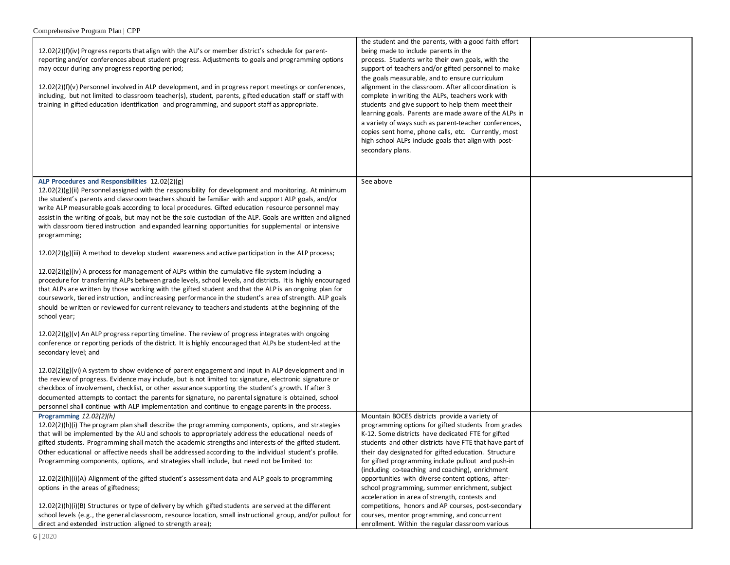| | | |
|---|---|---|
| 12.02(2)(f)(iv) Progress reports that align with the AU's or member district's schedule for parent-reporting and/or conferences about student progress. Adjustments to goals and programming options may occur during any progress reporting period;<br><br>12.02(2)(f)(v) Personnel involved in ALP development, and in progress report meetings or conferences, including, but not limited to classroom teacher(s), student, parents, gifted education staff or staff with training in gifted education identification and programming, and support staff as appropriate. | the student and the parents, with a good faith effort being made to include parents in the process. Students write their own goals, with the support of teachers and/or gifted personnel to make the goals measurable, and to ensure curriculum alignment in the classroom. After all coordination is complete in writing the ALPs, teachers work with students and give support to help them meet their learning goals. Parents are made aware of the ALPs in a variety of ways such as parent-teacher conferences, copies sent home, phone calls, etc. Currently, most high school ALPs include goals that align with post-secondary plans. | |
| **ALP Procedures and Responsibilities** 12.02(2)(g)<br>12.02(2)(g)(ii) Personnel assigned with the responsibility for development and monitoring. At minimum the student's parents and classroom teachers should be familiar with and support ALP goals, and/or write ALP measurable goals according to local procedures. Gifted education resource personnel may assist in the writing of goals, but may not be the sole custodian of the ALP. Goals are written and aligned with classroom tiered instruction and expanded learning opportunities for supplemental or intensive programming;<br><br>12.02(2)(g)(iii) A method to develop student awareness and active participation in the ALP process;<br><br>12.02(2)(g)(iv) A process for management of ALPs within the cumulative file system including a procedure for transferring ALPs between grade levels, school levels, and districts. It is highly encouraged that ALPs are written by those working with the gifted student and that the ALP is an ongoing plan for coursework, tiered instruction, and increasing performance in the student's area of strength. ALP goals should be written or reviewed for current relevancy to teachers and students at the beginning of the school year;<br><br>12.02(2)(g)(v) An ALP progress reporting timeline. The review of progress integrates with ongoing conference or reporting periods of the district. It is highly encouraged that ALPs be student-led at the secondary level; and<br><br>12.02(2)(g)(vi) A system to show evidence of parent engagement and input in ALP development and in the review of progress. Evidence may include, but is not limited to: signature, electronic signature or checkbox of involvement, checklist, or other assurance supporting the student's growth. If after 3 documented attempts to contact the parents for signature, no parental signature is obtained, school personnel shall continue with ALP implementation and continue to engage parents in the process. | See above | |
| *Programming 12.02(2)(h)*<br>12.02(2)(h)(i) The program plan shall describe the programming components, options, and strategies that will be implemented by the AU and schools to appropriately address the educational needs of gifted students. Programming shall match the academic strengths and interests of the gifted student. Other educational or affective needs shall be addressed according to the individual student's profile. Programming components, options, and strategies shall include, but need not be limited to:<br><br>12.02(2)(h)(i)(A) Alignment of the gifted student's assessment data and ALP goals to programming options in the areas of giftedness;<br><br>12.02(2)(h)(i)(B) Structures or type of delivery by which gifted students are served at the different school levels (e.g., the general classroom, resource location, small instructional group, and/or pullout for direct and extended instruction aligned to strength area); | Mountain BOCES districts provide a variety of programming options for gifted students from grades K-12. Some districts have dedicated FTE for gifted students and other districts have FTE that have part of their day designated for gifted education. Structure for gifted programming include pullout and push-in (including co-teaching and coaching), enrichment opportunities with diverse content options, after-school programming, summer enrichment, subject acceleration in area of strength, contests and competitions, honors and AP courses, post-secondary courses, mentor programming, and concurrent enrollment. Within the regular classroom various | |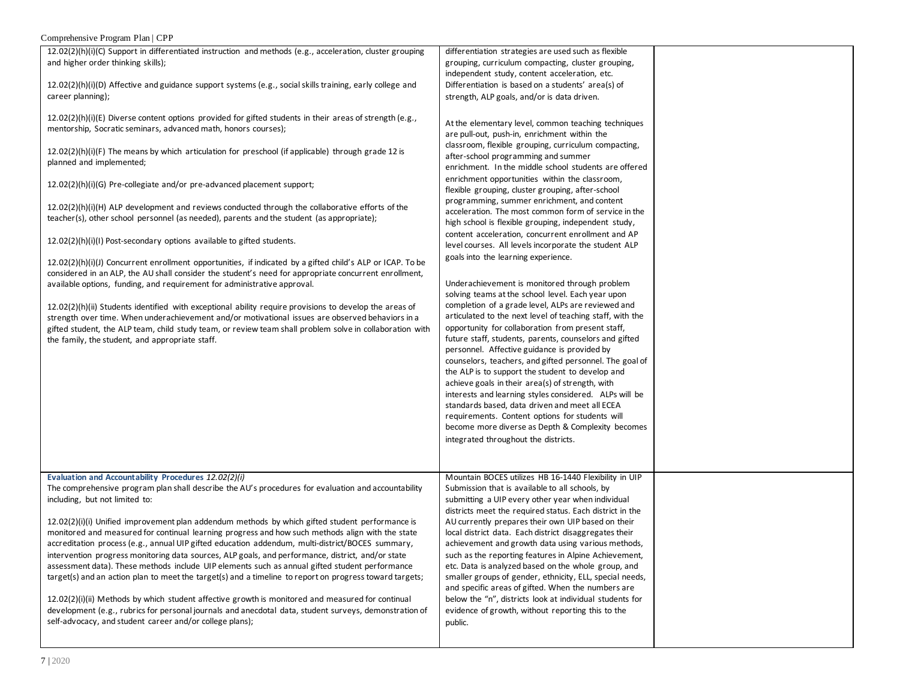| | | |
|---|---|---|
| 12.02(2)(h)(i)(C) Support in differentiated instruction and methods (e.g., acceleration, cluster grouping and higher order thinking skills);<br><br>12.02(2)(h)(i)(D) Affective and guidance support systems (e.g., social skills training, early college and career planning);<br><br>12.02(2)(h)(i)(E) Diverse content options provided for gifted students in their areas of strength (e.g., mentorship, Socratic seminars, advanced math, honors courses);<br><br>12.02(2)(h)(i)(F) The means by which articulation for preschool (if applicable) through grade 12 is planned and implemented;<br><br>12.02(2)(h)(i)(G) Pre-collegiate and/or pre-advanced placement support;<br><br>12.02(2)(h)(i)(H) ALP development and reviews conducted through the collaborative efforts of the teacher(s), other school personnel (as needed), parents and the student (as appropriate);<br><br>12.02(2)(h)(i)(I) Post-secondary options available to gifted students.<br><br>12.02(2)(h)(i)(J) Concurrent enrollment opportunities, if indicated by a gifted child's ALP or ICAP. To be considered in an ALP, the AU shall consider the student's need for appropriate concurrent enrollment, available options, funding, and requirement for administrative approval.<br><br>12.02(2)(h)(ii) Students identified with exceptional ability require provisions to develop the areas of strength over time. When underachievement and/or motivational issues are observed behaviors in a gifted student, the ALP team, child study team, or review team shall problem solve in collaboration with the family, the student, and appropriate staff. | differentiation strategies are used such as flexible grouping, curriculum compacting, cluster grouping, independent study, content acceleration, etc. Differentiation is based on a students' area(s) of strength, ALP goals, and/or is data driven.<br><br>At the elementary level, common teaching techniques are pull-out, push-in, enrichment within the classroom, flexible grouping, curriculum compacting, after-school programming and summer enrichment. In the middle school students are offered enrichment opportunities within the classroom, flexible grouping, cluster grouping, after-school programming, summer enrichment, and content acceleration. The most common form of service in the high school is flexible grouping, independent study, content acceleration, concurrent enrollment and AP level courses. All levels incorporate the student ALP goals into the learning experience.<br><br>Underachievement is monitored through problem solving teams at the school level. Each year upon completion of a grade level, ALPs are reviewed and articulated to the next level of teaching staff, with the opportunity for collaboration from present staff, future staff, students, parents, counselors and gifted personnel. Affective guidance is provided by counselors, teachers, and gifted personnel. The goal of the ALP is to support the student to develop and achieve goals in their area(s) of strength, with interests and learning styles considered. ALPs will be standards based, data driven and meet all ECEA requirements. Content options for students will become more diverse as Depth & Complexity becomes integrated throughout the districts. | |
| **Evaluation and Accountability Procedures** *12.02(2)(i)*<br>The comprehensive program plan shall describe the AU's procedures for evaluation and accountability including, but not limited to:<br><br>12.02(2)(i)(i) Unified improvement plan addendum methods by which gifted student performance is monitored and measured for continual learning progress and how such methods align with the state accreditation process (e.g., annual UIP gifted education addendum, multi-district/BOCES summary, intervention progress monitoring data sources, ALP goals, and performance, district, and/or state assessment data). These methods include UIP elements such as annual gifted student performance target(s) and an action plan to meet the target(s) and a timeline to report on progress toward targets;<br><br>12.02(2)(i)(ii) Methods by which student affective growth is monitored and measured for continual development (e.g., rubrics for personal journals and anecdotal data, student surveys, demonstration of self-advocacy, and student career and/or college plans); | Mountain BOCES utilizes HB 16-1440 Flexibility in UIP Submission that is available to all schools, by submitting a UIP every other year when individual districts meet the required status. Each district in the AU currently prepares their own UIP based on their local district data. Each district disaggregates their achievement and growth data using various methods, such as the reporting features in Alpine Achievement, etc. Data is analyzed based on the whole group, and smaller groups of gender, ethnicity, ELL, special needs, and specific areas of gifted. When the numbers are below the "n", districts look at individual students for evidence of growth, without reporting this to the public. | |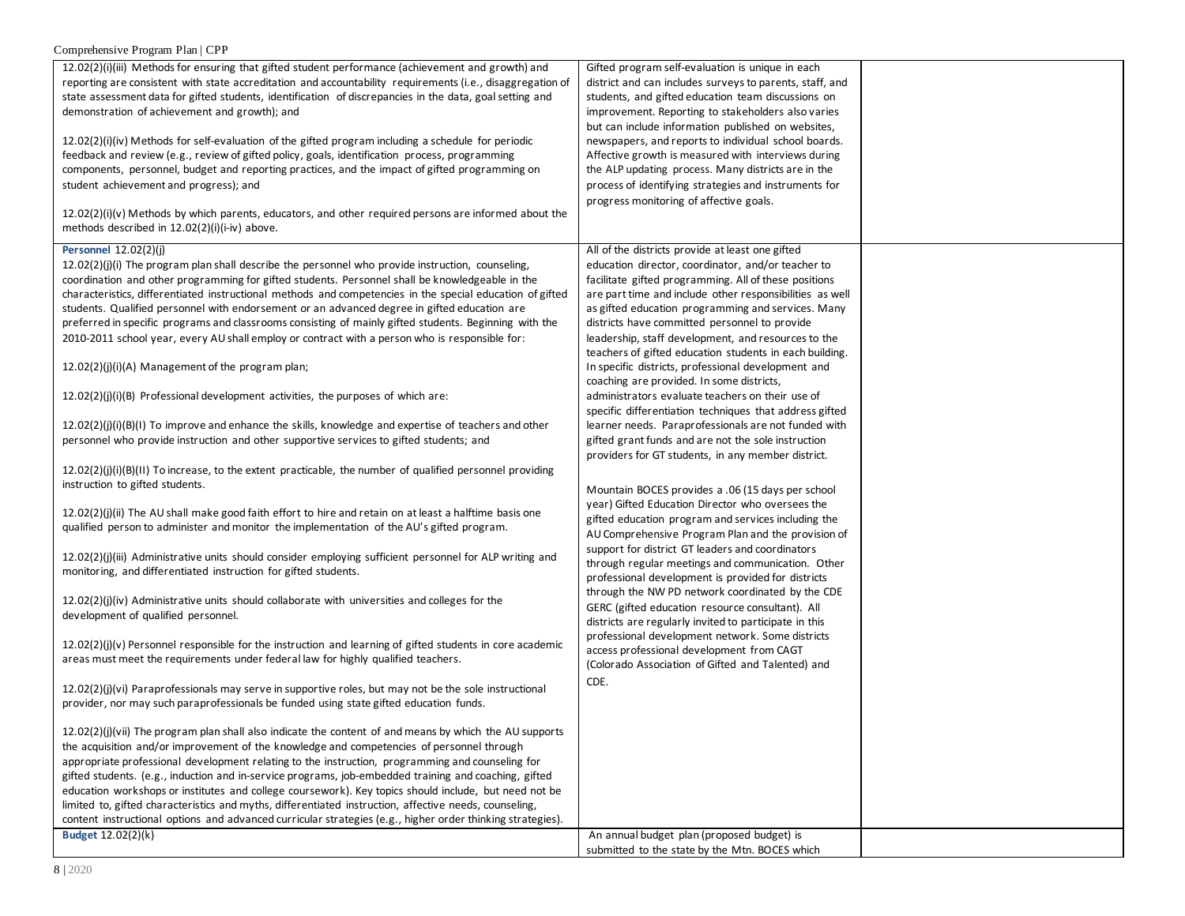| | | |
|---|---|---|
| 12.02(2)(i)(iii) Methods for ensuring that gifted student performance (achievement and growth) and reporting are consistent with state accreditation and accountability requirements (i.e., disaggregation of state assessment data for gifted students, identification of discrepancies in the data, goal setting and demonstration of achievement and growth); and<br><br>12.02(2)(i)(iv) Methods for self-evaluation of the gifted program including a schedule for periodic feedback and review (e.g., review of gifted policy, goals, identification process, programming components, personnel, budget and reporting practices, and the impact of gifted programming on student achievement and progress); and<br><br>12.02(2)(i)(v) Methods by which parents, educators, and other required persons are informed about the methods described in 12.02(2)(i)(i-iv) above. | Gifted program self-evaluation is unique in each district and can includes surveys to parents, staff, and students, and gifted education team discussions on improvement. Reporting to stakeholders also varies but can include information published on websites, newspapers, and reports to individual school boards. Affective growth is measured with interviews during the ALP updating process. Many districts are in the process of identifying strategies and instruments for progress monitoring of affective goals. | |
| **Personnel** 12.02(2)(j)<br>12.02(2)(j)(i) The program plan shall describe the personnel who provide instruction, counseling, coordination and other programming for gifted students. Personnel shall be knowledgeable in the characteristics, differentiated instructional methods and competencies in the special education of gifted students. Qualified personnel with endorsement or an advanced degree in gifted education are preferred in specific programs and classrooms consisting of mainly gifted students. Beginning with the 2010-2011 school year, every AU shall employ or contract with a person who is responsible for:<br><br>12.02(2)(j)(i)(A) Management of the program plan;<br><br>12.02(2)(j)(i)(B) Professional development activities, the purposes of which are:<br><br>12.02(2)(j)(i)(B)(I) To improve and enhance the skills, knowledge and expertise of teachers and other personnel who provide instruction and other supportive services to gifted students; and<br><br>12.02(2)(j)(i)(B)(II) To increase, to the extent practicable, the number of qualified personnel providing instruction to gifted students.<br><br>12.02(2)(j)(ii) The AU shall make good faith effort to hire and retain on at least a halftime basis one qualified person to administer and monitor the implementation of the AU's gifted program.<br><br>12.02(2)(j)(iii) Administrative units should consider employing sufficient personnel for ALP writing and monitoring, and differentiated instruction for gifted students.<br><br>12.02(2)(j)(iv) Administrative units should collaborate with universities and colleges for the development of qualified personnel.<br><br>12.02(2)(j)(v) Personnel responsible for the instruction and learning of gifted students in core academic areas must meet the requirements under federal law for highly qualified teachers.<br><br>12.02(2)(j)(vi) Paraprofessionals may serve in supportive roles, but may not be the sole instructional provider, nor may such paraprofessionals be funded using state gifted education funds.<br><br>12.02(2)(j)(vii) The program plan shall also indicate the content of and means by which the AU supports the acquisition and/or improvement of the knowledge and competencies of personnel through appropriate professional development relating to the instruction, programming and counseling for gifted students. (e.g., induction and in-service programs, job-embedded training and coaching, gifted education workshops or institutes and college coursework). Key topics should include, but need not be limited to, gifted characteristics and myths, differentiated instruction, affective needs, counseling, content instructional options and advanced curricular strategies (e.g., higher order thinking strategies). | All of the districts provide at least one gifted education director, coordinator, and/or teacher to facilitate gifted programming. All of these positions are part time and include other responsibilities as well as gifted education programming and services. Many districts have committed personnel to provide leadership, staff development, and resources to the teachers of gifted education students in each building. In specific districts, professional development and coaching are provided. In some districts, administrators evaluate teachers on their use of specific differentiation techniques that address gifted learner needs. Paraprofessionals are not funded with gifted grant funds and are not the sole instruction providers for GT students, in any member district.<br><br>Mountain BOCES provides a .06 (15 days per school year) Gifted Education Director who oversees the gifted education program and services including the AU Comprehensive Program Plan and the provision of support for district GT leaders and coordinators through regular meetings and communication. Other professional development is provided for districts through the NW PD network coordinated by the CDE GERC (gifted education resource consultant). All districts are regularly invited to participate in this professional development network. Some districts access professional development from CAGT (Colorado Association of Gifted and Talented) and CDE. | |
| **Budget** 12.02(2)(k) | An annual budget plan (proposed budget) is submitted to the state by the Mtn. BOCES which | |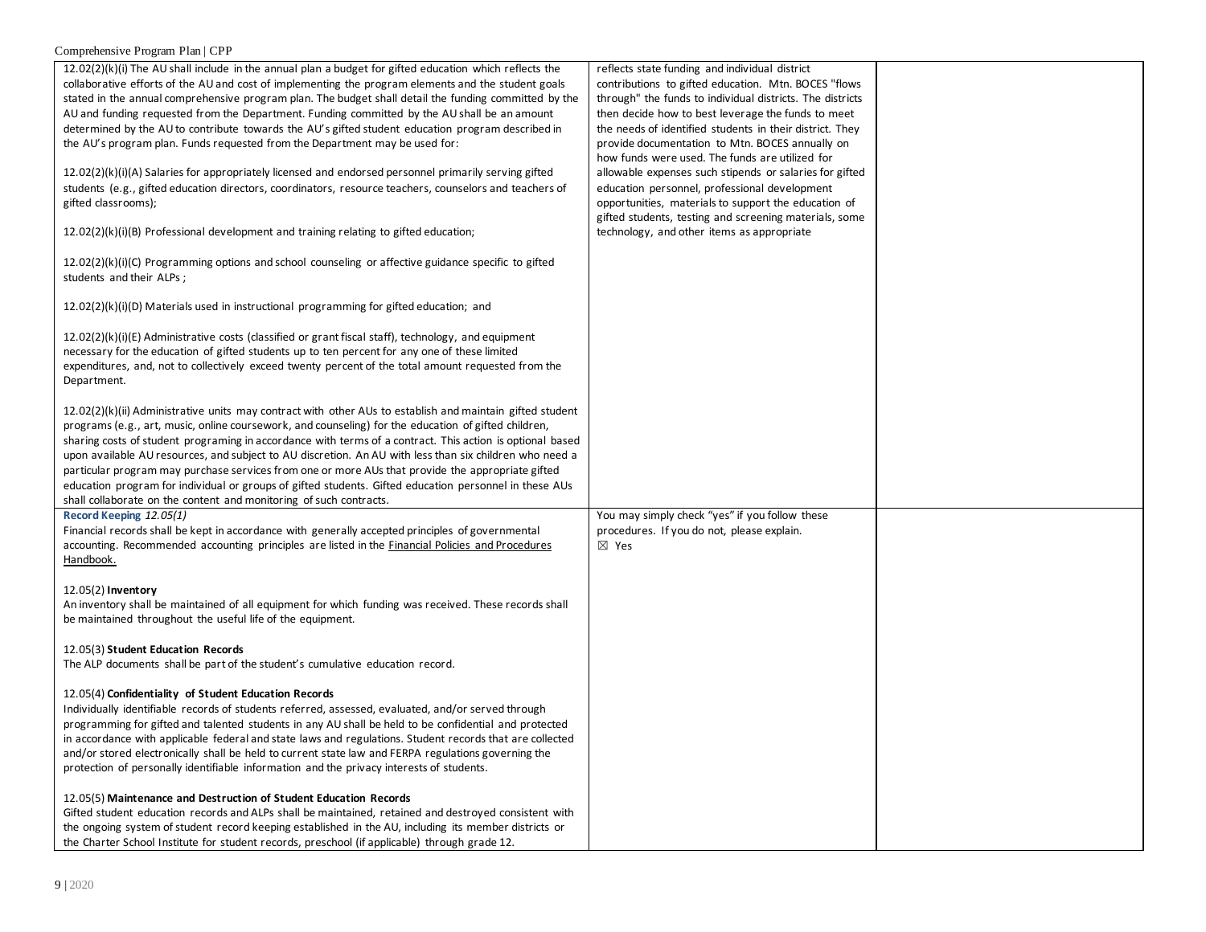| | | |
|---|---|---|
| 12.02(2)(k)(i) The AU shall include in the annual plan a budget for gifted education which reflects the collaborative efforts of the AU and cost of implementing the program elements and the student goals stated in the annual comprehensive program plan. The budget shall detail the funding committed by the AU and funding requested from the Department. Funding committed by the AU shall be an amount determined by the AU to contribute towards the AU's gifted student education program described in the AU's program plan. Funds requested from the Department may be used for:<br><br>12.02(2)(k)(i)(A) Salaries for appropriately licensed and endorsed personnel primarily serving gifted students (e.g., gifted education directors, coordinators, resource teachers, counselors and teachers of gifted classrooms);<br><br>12.02(2)(k)(i)(B) Professional development and training relating to gifted education;<br><br>12.02(2)(k)(i)(C) Programming options and school counseling or affective guidance specific to gifted students and their ALPs ;<br><br>12.02(2)(k)(i)(D) Materials used in instructional programming for gifted education; and<br><br>12.02(2)(k)(i)(E) Administrative costs (classified or grant fiscal staff), technology, and equipment necessary for the education of gifted students up to ten percent for any one of these limited expenditures, and, not to collectively exceed twenty percent of the total amount requested from the Department.<br><br>12.02(2)(k)(ii) Administrative units may contract with other AUs to establish and maintain gifted student programs (e.g., art, music, online coursework, and counseling) for the education of gifted children, sharing costs of student programing in accordance with terms of a contract. This action is optional based upon available AU resources, and subject to AU discretion. An AU with less than six children who need a particular program may purchase services from one or more AUs that provide the appropriate gifted education program for individual or groups of gifted students. Gifted education personnel in these AUs shall collaborate on the content and monitoring of such contracts. | reflects state funding and individual district contributions to gifted education. Mtn. BOCES "flows through" the funds to individual districts. The districts then decide how to best leverage the funds to meet the needs of identified students in their district. They provide documentation to Mtn. BOCES annually on how funds were used. The funds are utilized for allowable expenses such stipends or salaries for gifted education personnel, professional development opportunities, materials to support the education of gifted students, testing and screening materials, some technology, and other items as appropriate | |
| **Record Keeping** *12.05(1)*<br>Financial records shall be kept in accordance with generally accepted principles of governmental accounting. Recommended accounting principles are listed in the Financial Policies and Procedures Handbook.<br><br>12.05(2) **Inventory**<br>An inventory shall be maintained of all equipment for which funding was received. These records shall be maintained throughout the useful life of the equipment.<br><br>12.05(3) **Student Education Records**<br>The ALP documents shall be part of the student's cumulative education record.<br><br>12.05(4) **Confidentiality of Student Education Records**<br>Individually identifiable records of students referred, assessed, evaluated, and/or served through programming for gifted and talented students in any AU shall be held to be confidential and protected in accordance with applicable federal and state laws and regulations. Student records that are collected and/or stored electronically shall be held to current state law and FERPA regulations governing the protection of personally identifiable information and the privacy interests of students.<br><br>12.05(5) **Maintenance and Destruction of Student Education Records**<br>Gifted student education records and ALPs shall be maintained, retained and destroyed consistent with the ongoing system of student record keeping established in the AU, including its member districts or the Charter School Institute for student records, preschool (if applicable) through grade 12. | You may simply check "yes" if you follow these procedures. If you do not, please explain.<br>☒ Yes | |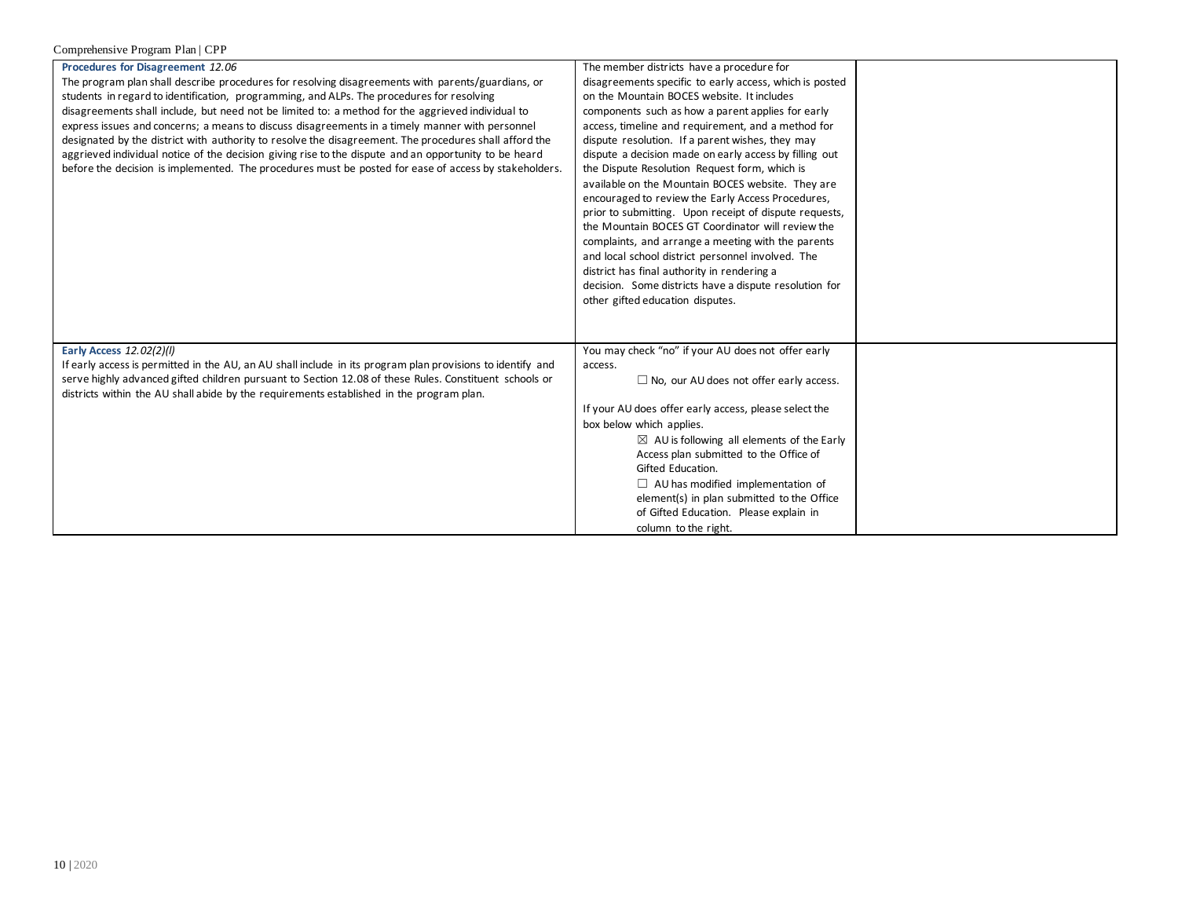| | | |
|---|---|---|
| **Procedures for Disagreement** *12.06*<br>The program plan shall describe procedures for resolving disagreements with parents/guardians, or students in regard to identification, programming, and ALPs. The procedures for resolving disagreements shall include, but need not be limited to: a method for the aggrieved individual to express issues and concerns; a means to discuss disagreements in a timely manner with personnel designated by the district with authority to resolve the disagreement. The procedures shall afford the aggrieved individual notice of the decision giving rise to the dispute and an opportunity to be heard before the decision is implemented. The procedures must be posted for ease of access by stakeholders. | The member districts have a procedure for disagreements specific to early access, which is posted on the Mountain BOCES website. It includes components such as how a parent applies for early access, timeline and requirement, and a method for dispute resolution. If a parent wishes, they may dispute a decision made on early access by filling out the Dispute Resolution Request form, which is available on the Mountain BOCES website. They are encouraged to review the Early Access Procedures, prior to submitting. Upon receipt of dispute requests, the Mountain BOCES GT Coordinator will review the complaints, and arrange a meeting with the parents and local school district personnel involved. The district has final authority in rendering a decision. Some districts have a dispute resolution for other gifted education disputes. | |
| **Early Access** *12.02(2)(l)*<br>If early access is permitted in the AU, an AU shall include in its program plan provisions to identify and serve highly advanced gifted children pursuant to Section 12.08 of these Rules. Constituent schools or districts within the AU shall abide by the requirements established in the program plan. | You may check "no" if your AU does not offer early access.<br>☐ No, our AU does not offer early access.<br><br>If your AU does offer early access, please select the box below which applies.<br>☒ AU is following all elements of the Early Access plan submitted to the Office of Gifted Education.<br>☐ AU has modified implementation of element(s) in plan submitted to the Office of Gifted Education. Please explain in column to the right. | |